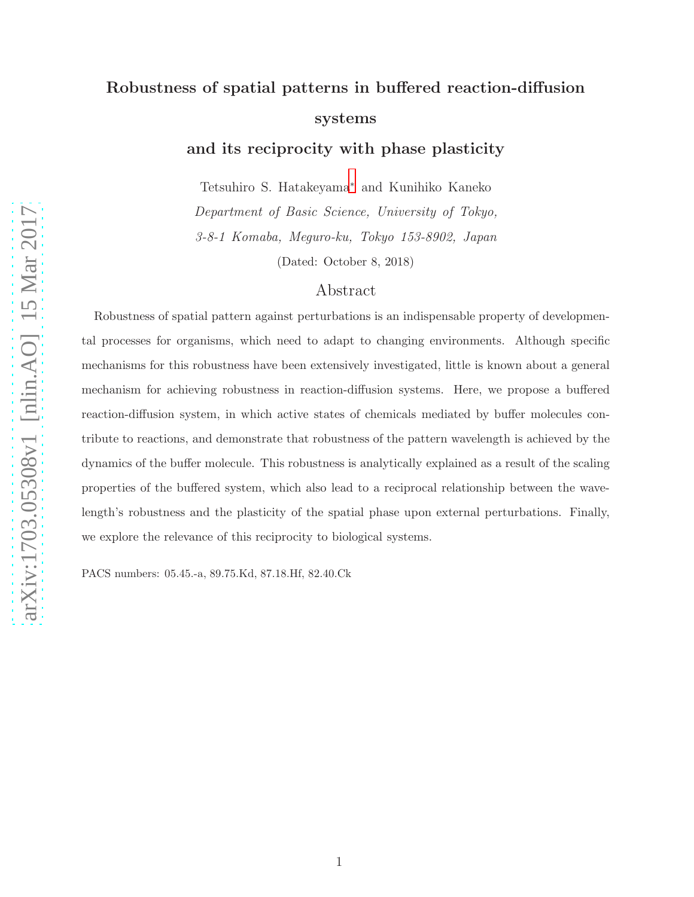# Robustness of spatial patterns in buffered reaction-diffusion systems and its reciprocity with phase plasticity

Tetsuhiro S. Hatakeyama* and Kunihiko Kaneko

*Department of Basic Science, University of Tokyo,*
*3-8-1 Komaba, Meguro-ku, Tokyo 153-8902, Japan*

(Dated: October 8, 2018)

## Abstract

Robustness of spatial pattern against perturbations is an indispensable property of developmental processes for organisms, which need to adapt to changing environments. Although specific mechanisms for this robustness have been extensively investigated, little is known about a general mechanism for achieving robustness in reaction-diffusion systems. Here, we propose a buffered reaction-diffusion system, in which active states of chemicals mediated by buffer molecules contribute to reactions, and demonstrate that robustness of the pattern wavelength is achieved by the dynamics of the buffer molecule. This robustness is analytically explained as a result of the scaling properties of the buffered system, which also lead to a reciprocal relationship between the wavelength's robustness and the plasticity of the spatial phase upon external perturbations. Finally, we explore the relevance of this reciprocity to biological systems.

PACS numbers: 05.45.-a, 89.75.Kd, 87.18.Hf, 82.40.Ck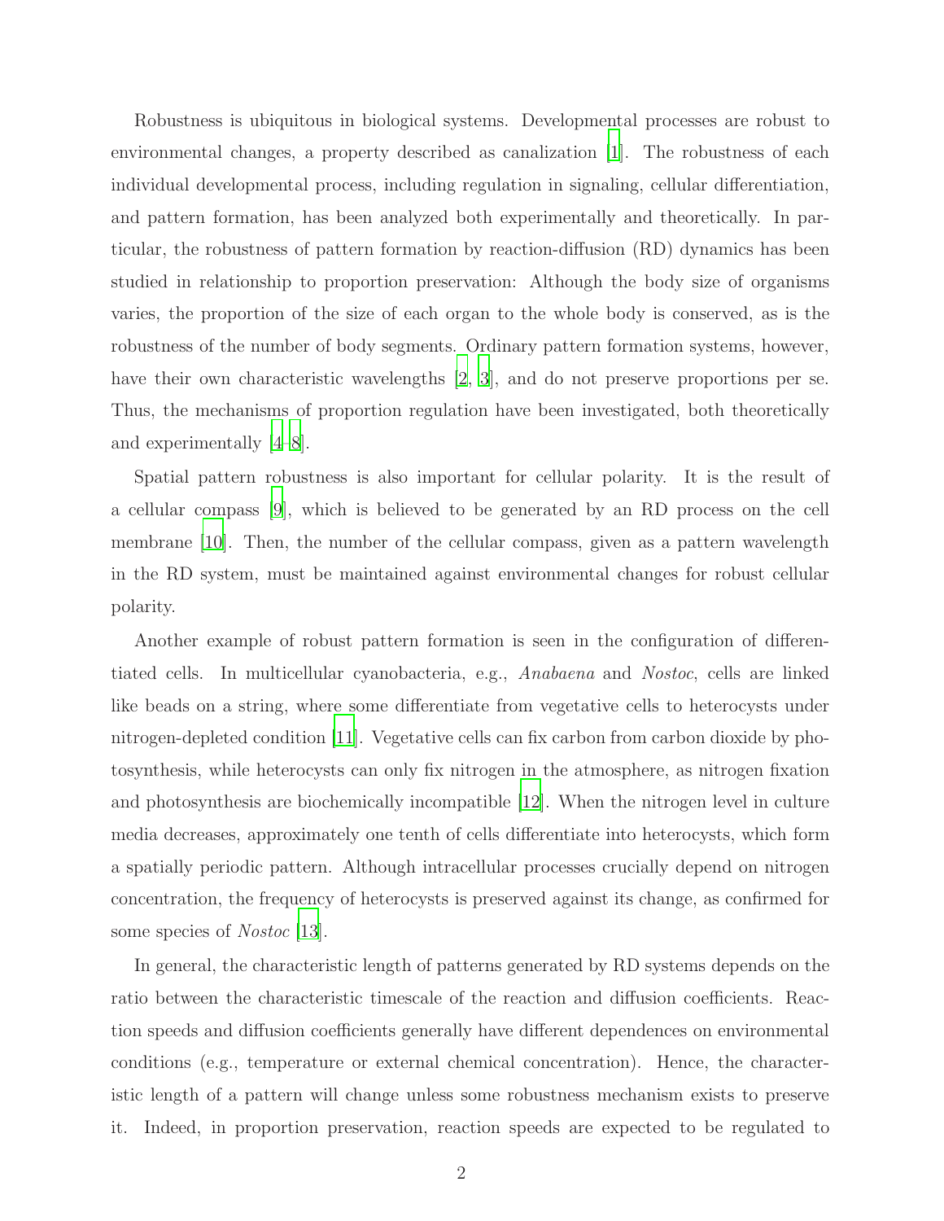Robustness is ubiquitous in biological systems. Developmental processes are robust to environmental changes, a property described as canalization [1]. The robustness of each individual developmental process, including regulation in signaling, cellular differentiation, and pattern formation, has been analyzed both experimentally and theoretically. In particular, the robustness of pattern formation by reaction-diffusion (RD) dynamics has been studied in relationship to proportion preservation: Although the body size of organisms varies, the proportion of the size of each organ to the whole body is conserved, as is the robustness of the number of body segments. Ordinary pattern formation systems, however, have their own characteristic wavelengths [2, 3], and do not preserve proportions per se. Thus, the mechanisms of proportion regulation have been investigated, both theoretically and experimentally [4–8].

Spatial pattern robustness is also important for cellular polarity. It is the result of a cellular compass [9], which is believed to be generated by an RD process on the cell membrane [10]. Then, the number of the cellular compass, given as a pattern wavelength in the RD system, must be maintained against environmental changes for robust cellular polarity.

Another example of robust pattern formation is seen in the configuration of differentiated cells. In multicellular cyanobacteria, e.g., *Anabaena* and *Nostoc*, cells are linked like beads on a string, where some differentiate from vegetative cells to heterocysts under nitrogen-depleted condition [11]. Vegetative cells can fix carbon from carbon dioxide by photosynthesis, while heterocysts can only fix nitrogen in the atmosphere, as nitrogen fixation and photosynthesis are biochemically incompatible [12]. When the nitrogen level in culture media decreases, approximately one tenth of cells differentiate into heterocysts, which form a spatially periodic pattern. Although intracellular processes crucially depend on nitrogen concentration, the frequency of heterocysts is preserved against its change, as confirmed for some species of *Nostoc* [13].

In general, the characteristic length of patterns generated by RD systems depends on the ratio between the characteristic timescale of the reaction and diffusion coefficients. Reaction speeds and diffusion coefficients generally have different dependences on environmental conditions (e.g., temperature or external chemical concentration). Hence, the characteristic length of a pattern will change unless some robustness mechanism exists to preserve it. Indeed, in proportion preservation, reaction speeds are expected to be regulated to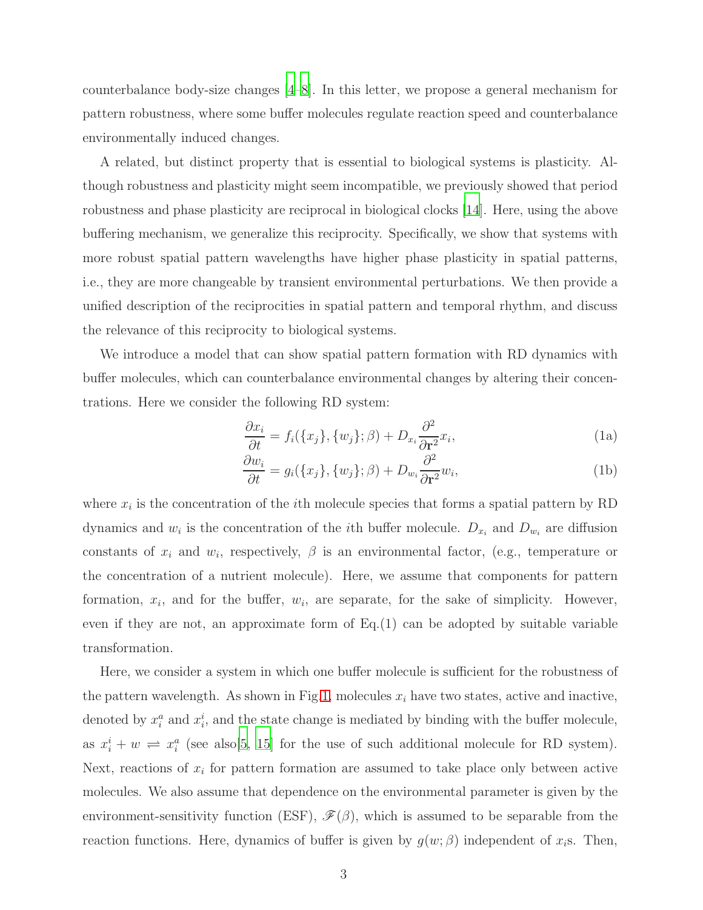counterbalance body-size changes [4–8]. In this letter, we propose a general mechanism for pattern robustness, where some buffer molecules regulate reaction speed and counterbalance environmentally induced changes.

A related, but distinct property that is essential to biological systems is plasticity. Although robustness and plasticity might seem incompatible, we previously showed that period robustness and phase plasticity are reciprocal in biological clocks [14]. Here, using the above buffering mechanism, we generalize this reciprocity. Specifically, we show that systems with more robust spatial pattern wavelengths have higher phase plasticity in spatial patterns, i.e., they are more changeable by transient environmental perturbations. We then provide a unified description of the reciprocities in spatial pattern and temporal rhythm, and discuss the relevance of this reciprocity to biological systems.

We introduce a model that can show spatial pattern formation with RD dynamics with buffer molecules, which can counterbalance environmental changes by altering their concentrations. Here we consider the following RD system:

$$\frac{\partial x_i}{\partial t} = f_i(\{x_j\}, \{w_j\}; \beta) + D_{x_i} \frac{\partial^2}{\partial \mathbf{r}^2} x_i, \tag{1a}$$

$$\frac{\partial w_i}{\partial t} = g_i(\{x_j\}, \{w_j\}; \beta) + D_{w_i} \frac{\partial^2}{\partial \mathbf{r}^2} w_i, \tag{1b}$$

where $x_i$ is the concentration of the $i$th molecule species that forms a spatial pattern by RD dynamics and $w_i$ is the concentration of the $i$th buffer molecule. $D_{x_i}$ and $D_{w_i}$ are diffusion constants of $x_i$ and $w_i$, respectively, $\beta$ is an environmental factor, (e.g., temperature or the concentration of a nutrient molecule). Here, we assume that components for pattern formation, $x_i$, and for the buffer, $w_i$, are separate, for the sake of simplicity. However, even if they are not, an approximate form of Eq.(1) can be adopted by suitable variable transformation.

Here, we consider a system in which one buffer molecule is sufficient for the robustness of the pattern wavelength. As shown in Fig.1, molecules $x_i$ have two states, active and inactive, denoted by $x_i^a$ and $x_i^i$, and the state change is mediated by binding with the buffer molecule, as $x_i^i + w \rightleftharpoons x_i^a$ (see also[5, 15] for the use of such additional molecule for RD system). Next, reactions of $x_i$ for pattern formation are assumed to take place only between active molecules. We also assume that dependence on the environmental parameter is given by the environment-sensitivity function (ESF), $\mathscr{F}(\beta)$, which is assumed to be separable from the reaction functions. Here, dynamics of buffer is given by $g(w; \beta)$ independent of $x_i$s. Then,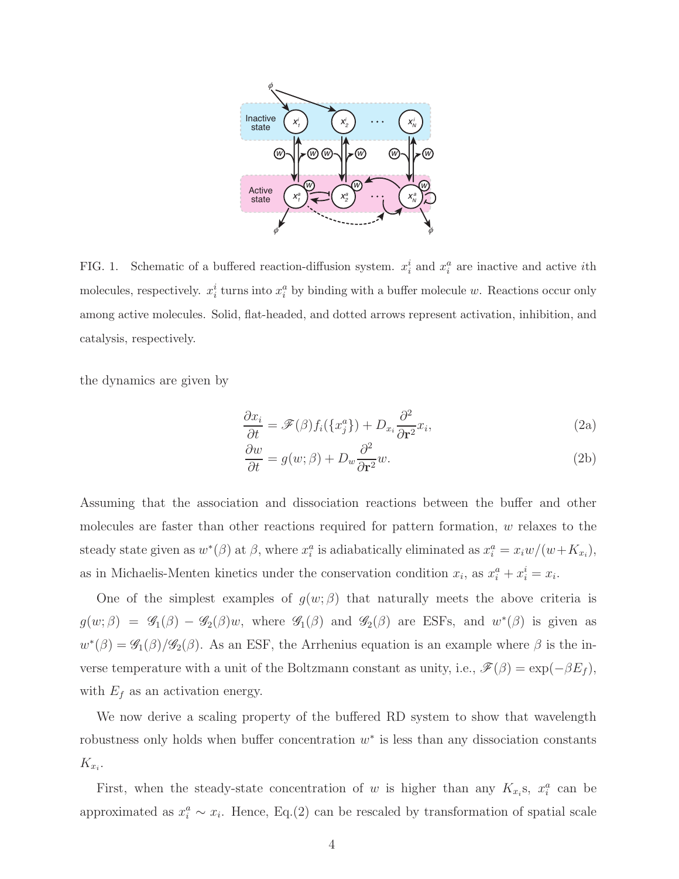FIG. 1. Schematic of a buffered reaction-diffusion system. $x_i^i$ and $x_i^a$ are inactive and active $i$th molecules, respectively. $x_i^i$ turns into $x_i^a$ by binding with a buffer molecule $w$. Reactions occur only among active molecules. Solid, flat-headed, and dotted arrows represent activation, inhibition, and catalysis, respectively.

the dynamics are given by

$$\frac{\partial x_i}{\partial t} = \mathscr{F}(\beta) f_i(\{x_j^a\}) + D_{x_i} \frac{\partial^2}{\partial \mathbf{r}^2} x_i, \tag{2a}$$

$$\frac{\partial w}{\partial t} = g(w;\beta) + D_w \frac{\partial^2}{\partial \mathbf{r}^2} w. \tag{2b}$$

Assuming that the association and dissociation reactions between the buffer and other molecules are faster than other reactions required for pattern formation, $w$ relaxes to the steady state given as $w^*(\beta)$ at $\beta$, where $x_i^a$ is adiabatically eliminated as $x_i^a = x_i w/(w + K_{x_i})$, as in Michaelis-Menten kinetics under the conservation condition $x_i$, as $x_i^a + x_i^i = x_i$.

One of the simplest examples of $g(w;\beta)$ that naturally meets the above criteria is $g(w;\beta) = \mathscr{G}_1(\beta) - \mathscr{G}_2(\beta)w$, where $\mathscr{G}_1(\beta)$ and $\mathscr{G}_2(\beta)$ are ESFs, and $w^*(\beta)$ is given as $w^*(\beta) = \mathscr{G}_1(\beta)/\mathscr{G}_2(\beta)$. As an ESF, the Arrhenius equation is an example where $\beta$ is the inverse temperature with a unit of the Boltzmann constant as unity, i.e., $\mathscr{F}(\beta) = \exp(-\beta E_f)$, with $E_f$ as an activation energy.

We now derive a scaling property of the buffered RD system to show that wavelength robustness only holds when buffer concentration $w^*$ is less than any dissociation constants $K_{x_i}$.

First, when the steady-state concentration of $w$ is higher than any $K_{x_i}$s, $x_i^a$ can be approximated as $x_i^a \sim x_i$. Hence, Eq.(2) can be rescaled by transformation of spatial scale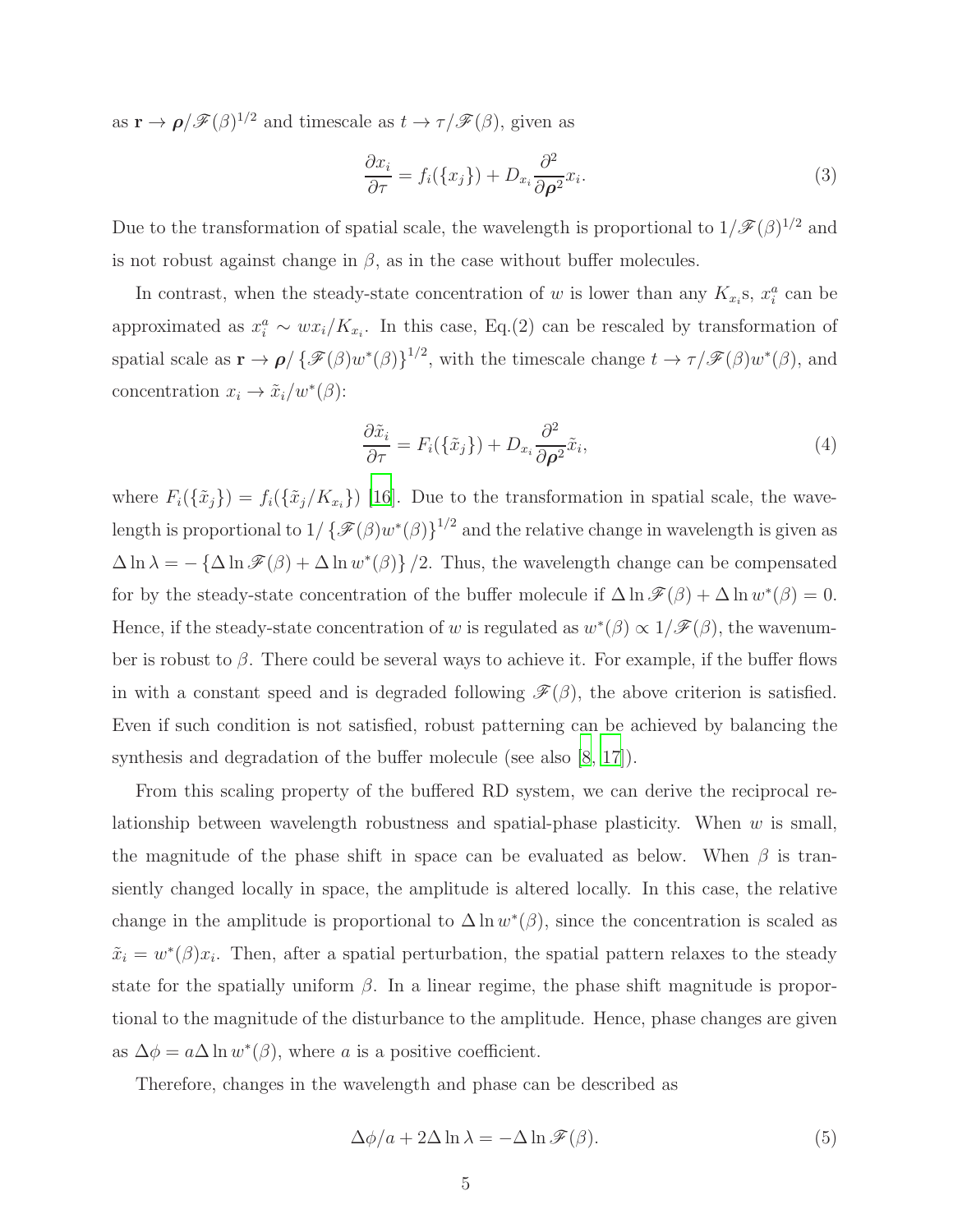as $\mathbf{r} \to \boldsymbol{\rho}/\mathscr{F}(\beta)^{1/2}$ and timescale as $t \to \tau/\mathscr{F}(\beta)$, given as

$$\frac{\partial x_i}{\partial \tau} = f_i(\{x_j\}) + D_{x_i}\frac{\partial^2}{\partial \boldsymbol{\rho}^2}x_i. \tag{3}$$

Due to the transformation of spatial scale, the wavelength is proportional to $1/\mathscr{F}(\beta)^{1/2}$ and is not robust against change in $\beta$, as in the case without buffer molecules.

In contrast, when the steady-state concentration of $w$ is lower than any $K_{x_i}$s, $x_i^a$ can be approximated as $x_i^a \sim wx_i/K_{x_i}$. In this case, Eq.(2) can be rescaled by transformation of spatial scale as $\mathbf{r} \to \boldsymbol{\rho}/\left\{\mathscr{F}(\beta)w^*(\beta)\right\}^{1/2}$, with the timescale change $t \to \tau/\mathscr{F}(\beta)w^*(\beta)$, and concentration $x_i \to \tilde{x}_i/w^*(\beta)$:

$$\frac{\partial \tilde{x}_i}{\partial \tau} = F_i(\{\tilde{x}_j\}) + D_{x_i}\frac{\partial^2}{\partial \boldsymbol{\rho}^2}\tilde{x}_i, \tag{4}$$

where $F_i(\{\tilde{x}_j\}) = f_i(\{\tilde{x}_j/K_{x_i}\})$ [16]. Due to the transformation in spatial scale, the wavelength is proportional to $1/\left\{\mathscr{F}(\beta)w^*(\beta)\right\}^{1/2}$ and the relative change in wavelength is given as $\Delta \ln \lambda = -\left\{\Delta \ln \mathscr{F}(\beta) + \Delta \ln w^*(\beta)\right\}/2$. Thus, the wavelength change can be compensated for by the steady-state concentration of the buffer molecule if $\Delta \ln \mathscr{F}(\beta) + \Delta \ln w^*(\beta) = 0$. Hence, if the steady-state concentration of $w$ is regulated as $w^*(\beta) \propto 1/\mathscr{F}(\beta)$, the wavenumber is robust to $\beta$. There could be several ways to achieve it. For example, if the buffer flows in with a constant speed and is degraded following $\mathscr{F}(\beta)$, the above criterion is satisfied. Even if such condition is not satisfied, robust patterning can be achieved by balancing the synthesis and degradation of the buffer molecule (see also [8, 17]).

From this scaling property of the buffered RD system, we can derive the reciprocal relationship between wavelength robustness and spatial-phase plasticity. When $w$ is small, the magnitude of the phase shift in space can be evaluated as below. When $\beta$ is transiently changed locally in space, the amplitude is altered locally. In this case, the relative change in the amplitude is proportional to $\Delta \ln w^*(\beta)$, since the concentration is scaled as $\tilde{x}_i = w^*(\beta)x_i$. Then, after a spatial perturbation, the spatial pattern relaxes to the steady state for the spatially uniform $\beta$. In a linear regime, the phase shift magnitude is proportional to the magnitude of the disturbance to the amplitude. Hence, phase changes are given as $\Delta\phi = a\Delta \ln w^*(\beta)$, where $a$ is a positive coefficient.

Therefore, changes in the wavelength and phase can be described as

$$\Delta\phi/a + 2\Delta \ln \lambda = -\Delta \ln \mathscr{F}(\beta). \tag{5}$$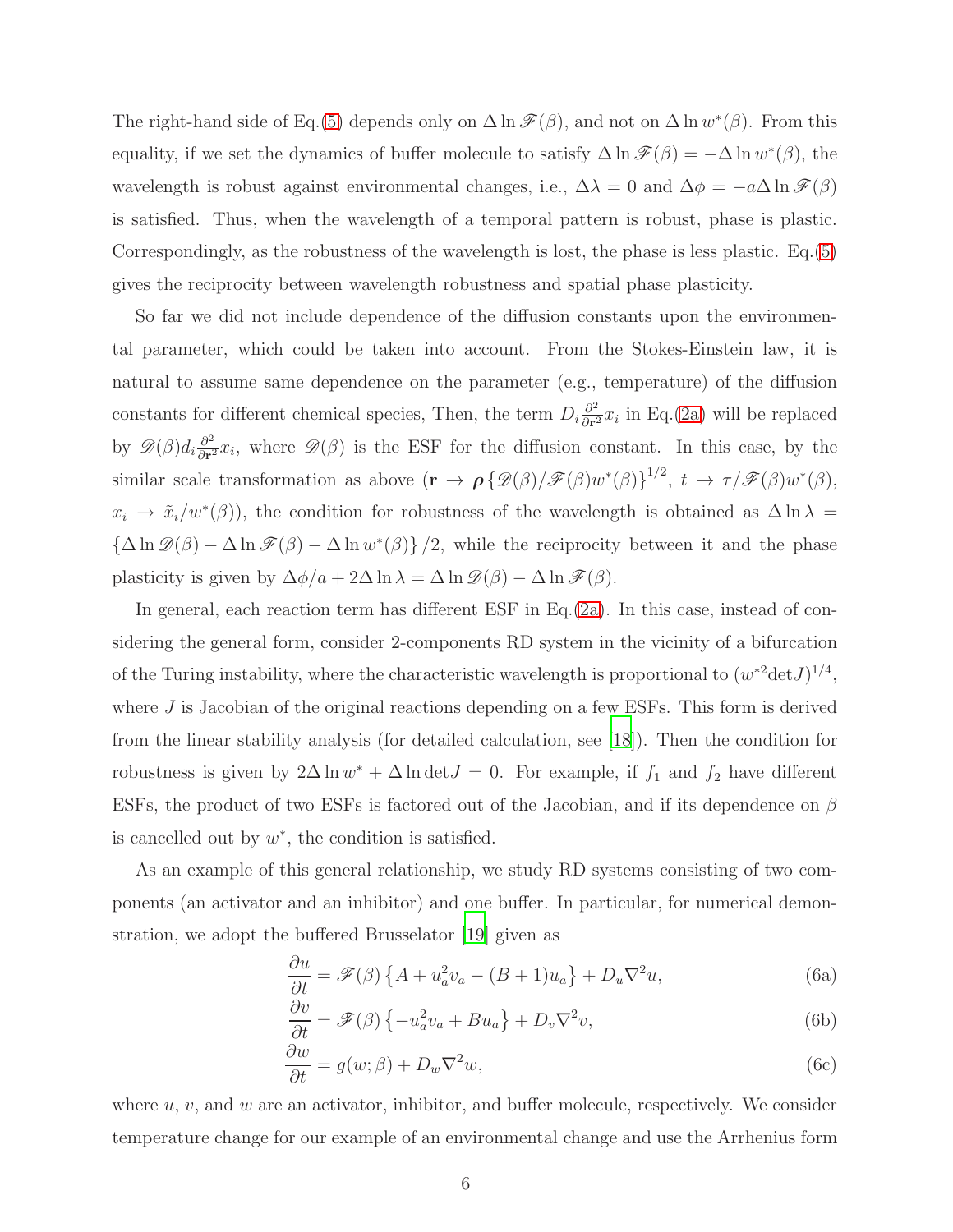The right-hand side of Eq.(5) depends only on $\Delta \ln \mathscr{F}(\beta)$, and not on $\Delta \ln w^*(\beta)$. From this equality, if we set the dynamics of buffer molecule to satisfy $\Delta \ln \mathscr{F}(\beta) = -\Delta \ln w^*(\beta)$, the wavelength is robust against environmental changes, i.e., $\Delta\lambda = 0$ and $\Delta\phi = -a\Delta \ln \mathscr{F}(\beta)$ is satisfied. Thus, when the wavelength of a temporal pattern is robust, phase is plastic. Correspondingly, as the robustness of the wavelength is lost, the phase is less plastic. Eq.(5) gives the reciprocity between wavelength robustness and spatial phase plasticity.

So far we did not include dependence of the diffusion constants upon the environmental parameter, which could be taken into account. From the Stokes-Einstein law, it is natural to assume same dependence on the parameter (e.g., temperature) of the diffusion constants for different chemical species, Then, the term $D_i \frac{\partial^2}{\partial \mathbf{r}^2} x_i$ in Eq.(2a) will be replaced by $\mathscr{D}(\beta) d_i \frac{\partial^2}{\partial \mathbf{r}^2} x_i$, where $\mathscr{D}(\beta)$ is the ESF for the diffusion constant. In this case, by the similar scale transformation as above ($\mathbf{r} \to \boldsymbol{\rho} \left\{\mathscr{D}(\beta)/\mathscr{F}(\beta)w^*(\beta)\right\}^{1/2}$, $t \to \tau/\mathscr{F}(\beta)w^*(\beta)$, $x_i \to \tilde{x}_i/w^*(\beta)$), the condition for robustness of the wavelength is obtained as $\Delta \ln \lambda = \left\{\Delta \ln \mathscr{D}(\beta) - \Delta \ln \mathscr{F}(\beta) - \Delta \ln w^*(\beta)\right\}/2$, while the reciprocity between it and the phase plasticity is given by $\Delta\phi/a + 2\Delta \ln \lambda = \Delta \ln \mathscr{D}(\beta) - \Delta \ln \mathscr{F}(\beta)$.

In general, each reaction term has different ESF in Eq.(2a). In this case, instead of considering the general form, consider 2-components RD system in the vicinity of a bifurcation of the Turing instability, where the characteristic wavelength is proportional to $(w^{*2} \det J)^{1/4}$, where $J$ is Jacobian of the original reactions depending on a few ESFs. This form is derived from the linear stability analysis (for detailed calculation, see [18]). Then the condition for robustness is given by $2\Delta \ln w^* + \Delta \ln \det J = 0$. For example, if $f_1$ and $f_2$ have different ESFs, the product of two ESFs is factored out of the Jacobian, and if its dependence on $\beta$ is cancelled out by $w^*$, the condition is satisfied.

As an example of this general relationship, we study RD systems consisting of two components (an activator and an inhibitor) and one buffer. In particular, for numerical demonstration, we adopt the buffered Brusselator [19] given as

$$\frac{\partial u}{\partial t} = \mathscr{F}(\beta)\left\{A + u_a^2 v_a - (B+1)u_a\right\} + D_u \nabla^2 u, \tag{6a}$$

$$\frac{\partial v}{\partial t} = \mathscr{F}(\beta)\left\{-u_a^2 v_a + B u_a\right\} + D_v \nabla^2 v, \tag{6b}$$

$$\frac{\partial w}{\partial t} = g(w;\beta) + D_w \nabla^2 w, \tag{6c}$$

where $u$, $v$, and $w$ are an activator, inhibitor, and buffer molecule, respectively. We consider temperature change for our example of an environmental change and use the Arrhenius form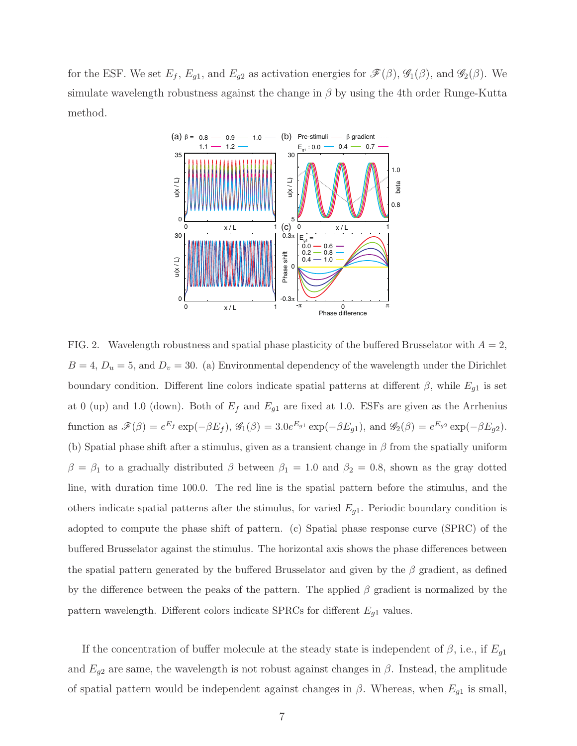for the ESF. We set $E_f$, $E_{g1}$, and $E_{g2}$ as activation energies for $\mathscr{F}(\beta)$, $\mathscr{G}_1(\beta)$, and $\mathscr{G}_2(\beta)$. We simulate wavelength robustness against the change in $\beta$ by using the 4th order Runge-Kutta method.

FIG. 2. Wavelength robustness and spatial phase plasticity of the buffered Brusselator with $A = 2$, $B = 4$, $D_u = 5$, and $D_v = 30$. (a) Environmental dependency of the wavelength under the Dirichlet boundary condition. Different line colors indicate spatial patterns at different $\beta$, while $E_{g1}$ is set at 0 (up) and 1.0 (down). Both of $E_f$ and $E_{g1}$ are fixed at 1.0. ESFs are given as the Arrhenius function as $\mathscr{F}(\beta) = e^{E_f} \exp(-\beta E_f)$, $\mathscr{G}_1(\beta) = 3.0e^{E_{g1}} \exp(-\beta E_{g1})$, and $\mathscr{G}_2(\beta) = e^{E_{g2}} \exp(-\beta E_{g2})$. (b) Spatial phase shift after a stimulus, given as a transient change in $\beta$ from the spatially uniform $\beta = \beta_1$ to a gradually distributed $\beta$ between $\beta_1 = 1.0$ and $\beta_2 = 0.8$, shown as the gray dotted line, with duration time 100.0. The red line is the spatial pattern before the stimulus, and the others indicate spatial patterns after the stimulus, for varied $E_{g1}$. Periodic boundary condition is adopted to compute the phase shift of pattern. (c) Spatial phase response curve (SPRC) of the buffered Brusselator against the stimulus. The horizontal axis shows the phase differences between the spatial pattern generated by the buffered Brusselator and given by the $\beta$ gradient, as defined by the difference between the peaks of the pattern. The applied $\beta$ gradient is normalized by the pattern wavelength. Different colors indicate SPRCs for different $E_{g1}$ values.

If the concentration of buffer molecule at the steady state is independent of $\beta$, i.e., if $E_{g1}$ and $E_{g2}$ are same, the wavelength is not robust against changes in $\beta$. Instead, the amplitude of spatial pattern would be independent against changes in $\beta$. Whereas, when $E_{g1}$ is small,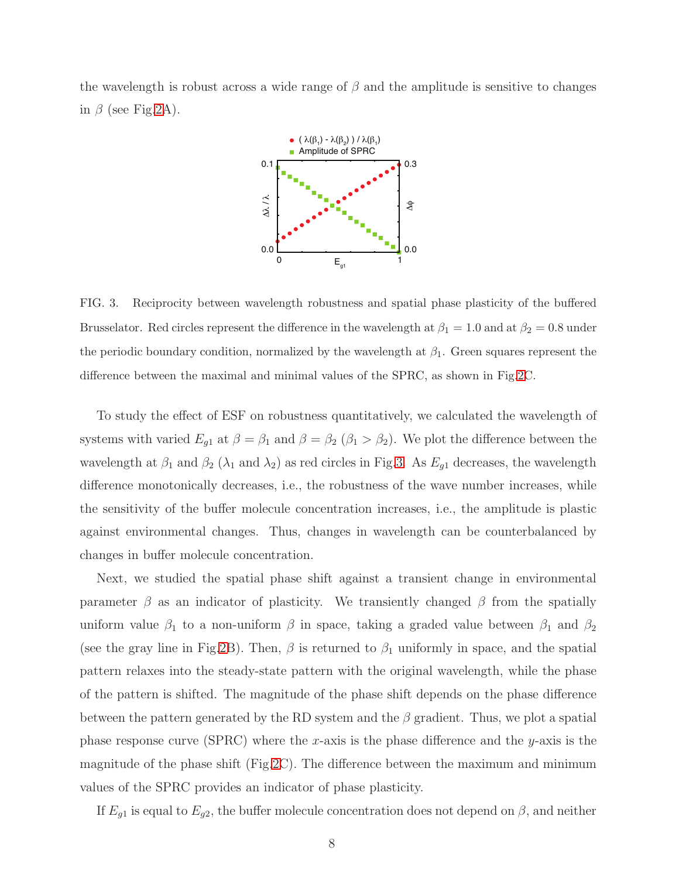the wavelength is robust across a wide range of $\beta$ and the amplitude is sensitive to changes in $\beta$ (see Fig.2A).

FIG. 3. Reciprocity between wavelength robustness and spatial phase plasticity of the buffered Brusselator. Red circles represent the difference in the wavelength at $\beta_1 = 1.0$ and at $\beta_2 = 0.8$ under the periodic boundary condition, normalized by the wavelength at $\beta_1$. Green squares represent the difference between the maximal and minimal values of the SPRC, as shown in Fig.2C.

To study the effect of ESF on robustness quantitatively, we calculated the wavelength of systems with varied $E_{g1}$ at $\beta = \beta_1$ and $\beta = \beta_2$ ($\beta_1 > \beta_2$). We plot the difference between the wavelength at $\beta_1$ and $\beta_2$ ($\lambda_1$ and $\lambda_2$) as red circles in Fig.3. As $E_{g1}$ decreases, the wavelength difference monotonically decreases, i.e., the robustness of the wave number increases, while the sensitivity of the buffer molecule concentration increases, i.e., the amplitude is plastic against environmental changes. Thus, changes in wavelength can be counterbalanced by changes in buffer molecule concentration.

Next, we studied the spatial phase shift against a transient change in environmental parameter $\beta$ as an indicator of plasticity. We transiently changed $\beta$ from the spatially uniform value $\beta_1$ to a non-uniform $\beta$ in space, taking a graded value between $\beta_1$ and $\beta_2$ (see the gray line in Fig.2B). Then, $\beta$ is returned to $\beta_1$ uniformly in space, and the spatial pattern relaxes into the steady-state pattern with the original wavelength, while the phase of the pattern is shifted. The magnitude of the phase shift depends on the phase difference between the pattern generated by the RD system and the $\beta$ gradient. Thus, we plot a spatial phase response curve (SPRC) where the $x$-axis is the phase difference and the $y$-axis is the magnitude of the phase shift (Fig.2C). The difference between the maximum and minimum values of the SPRC provides an indicator of phase plasticity.

If $E_{g1}$ is equal to $E_{g2}$, the buffer molecule concentration does not depend on $\beta$, and neither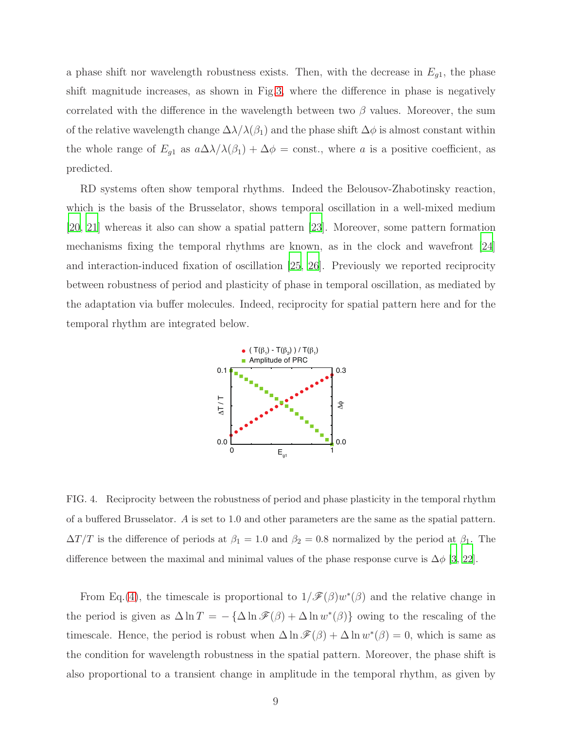a phase shift nor wavelength robustness exists. Then, with the decrease in $E_{g1}$, the phase shift magnitude increases, as shown in Fig.3, where the difference in phase is negatively correlated with the difference in the wavelength between two $\beta$ values. Moreover, the sum of the relative wavelength change $\Delta\lambda/\lambda(\beta_1)$ and the phase shift $\Delta\phi$ is almost constant within the whole range of $E_{g1}$ as $a\Delta\lambda/\lambda(\beta_1) + \Delta\phi = \text{const.}$, where $a$ is a positive coefficient, as predicted.

RD systems often show temporal rhythms. Indeed the Belousov-Zhabotinsky reaction, which is the basis of the Brusselator, shows temporal oscillation in a well-mixed medium [20, 21] whereas it also can show a spatial pattern [23]. Moreover, some pattern formation mechanisms fixing the temporal rhythms are known, as in the clock and wavefront [24] and interaction-induced fixation of oscillation [25, 26]. Previously we reported reciprocity between robustness of period and plasticity of phase in temporal oscillation, as mediated by the adaptation via buffer molecules. Indeed, reciprocity for spatial pattern here and for the temporal rhythm are integrated below.

FIG. 4. Reciprocity between the robustness of period and phase plasticity in the temporal rhythm of a buffered Brusselator. $A$ is set to 1.0 and other parameters are the same as the spatial pattern. $\Delta T/T$ is the difference of periods at $\beta_1 = 1.0$ and $\beta_2 = 0.8$ normalized by the period at $\beta_1$. The difference between the maximal and minimal values of the phase response curve is $\Delta\phi$ [3, 22].

From Eq.(4), the timescale is proportional to $1/\mathscr{F}(\beta)w^*(\beta)$ and the relative change in the period is given as $\Delta \ln T = -\{\Delta \ln \mathscr{F}(\beta) + \Delta \ln w^*(\beta)\}$ owing to the rescaling of the timescale. Hence, the period is robust when $\Delta \ln \mathscr{F}(\beta) + \Delta \ln w^*(\beta) = 0$, which is same as the condition for wavelength robustness in the spatial pattern. Moreover, the phase shift is also proportional to a transient change in amplitude in the temporal rhythm, as given by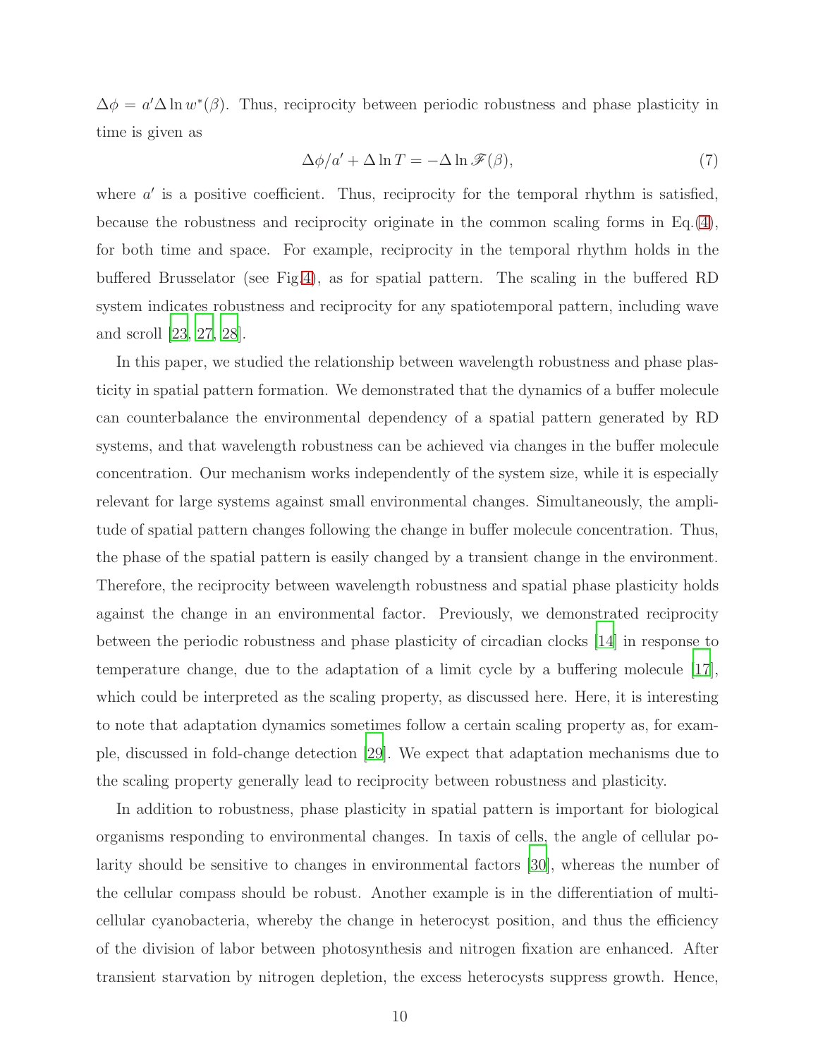$\Delta\phi = a'\Delta \ln w^*(\beta)$. Thus, reciprocity between periodic robustness and phase plasticity in time is given as

$$\Delta\phi/a' + \Delta \ln T = -\Delta \ln \mathscr{F}(\beta), \tag{7}$$

where $a'$ is a positive coefficient. Thus, reciprocity for the temporal rhythm is satisfied, because the robustness and reciprocity originate in the common scaling forms in Eq.(4), for both time and space. For example, reciprocity in the temporal rhythm holds in the buffered Brusselator (see Fig.4), as for spatial pattern. The scaling in the buffered RD system indicates robustness and reciprocity for any spatiotemporal pattern, including wave and scroll [23, 27, 28].

In this paper, we studied the relationship between wavelength robustness and phase plasticity in spatial pattern formation. We demonstrated that the dynamics of a buffer molecule can counterbalance the environmental dependency of a spatial pattern generated by RD systems, and that wavelength robustness can be achieved via changes in the buffer molecule concentration. Our mechanism works independently of the system size, while it is especially relevant for large systems against small environmental changes. Simultaneously, the amplitude of spatial pattern changes following the change in buffer molecule concentration. Thus, the phase of the spatial pattern is easily changed by a transient change in the environment. Therefore, the reciprocity between wavelength robustness and spatial phase plasticity holds against the change in an environmental factor. Previously, we demonstrated reciprocity between the periodic robustness and phase plasticity of circadian clocks [14] in response to temperature change, due to the adaptation of a limit cycle by a buffering molecule [17], which could be interpreted as the scaling property, as discussed here. Here, it is interesting to note that adaptation dynamics sometimes follow a certain scaling property as, for example, discussed in fold-change detection [29]. We expect that adaptation mechanisms due to the scaling property generally lead to reciprocity between robustness and plasticity.

In addition to robustness, phase plasticity in spatial pattern is important for biological organisms responding to environmental changes. In taxis of cells, the angle of cellular polarity should be sensitive to changes in environmental factors [30], whereas the number of the cellular compass should be robust. Another example is in the differentiation of multicellular cyanobacteria, whereby the change in heterocyst position, and thus the efficiency of the division of labor between photosynthesis and nitrogen fixation are enhanced. After transient starvation by nitrogen depletion, the excess heterocysts suppress growth. Hence,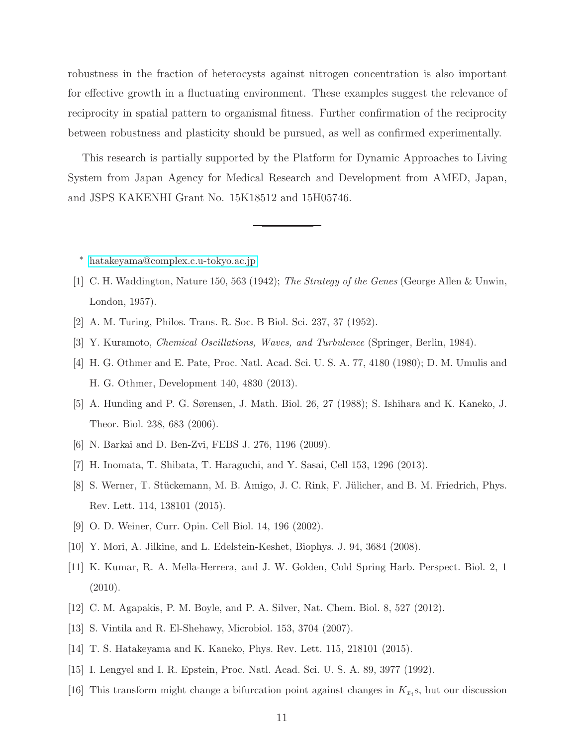robustness in the fraction of heterocysts against nitrogen concentration is also important for effective growth in a fluctuating environment. These examples suggest the relevance of reciprocity in spatial pattern to organismal fitness. Further confirmation of the reciprocity between robustness and plasticity should be pursued, as well as confirmed experimentally.

This research is partially supported by the Platform for Dynamic Approaches to Living System from Japan Agency for Medical Research and Development from AMED, Japan, and JSPS KAKENHI Grant No. 15K18512 and 15H05746.

---

[*] hatakeyama@complex.c.u-tokyo.ac.jp

[1] C. H. Waddington, Nature 150, 563 (1942); *The Strategy of the Genes* (George Allen & Unwin, London, 1957).

[2] A. M. Turing, Philos. Trans. R. Soc. B Biol. Sci. 237, 37 (1952).

[3] Y. Kuramoto, *Chemical Oscillations, Waves, and Turbulence* (Springer, Berlin, 1984).

[4] H. G. Othmer and E. Pate, Proc. Natl. Acad. Sci. U. S. A. 77, 4180 (1980); D. M. Umulis and H. G. Othmer, Development 140, 4830 (2013).

[5] A. Hunding and P. G. Sørensen, J. Math. Biol. 26, 27 (1988); S. Ishihara and K. Kaneko, J. Theor. Biol. 238, 683 (2006).

[6] N. Barkai and D. Ben-Zvi, FEBS J. 276, 1196 (2009).

[7] H. Inomata, T. Shibata, T. Haraguchi, and Y. Sasai, Cell 153, 1296 (2013).

[8] S. Werner, T. Stückemann, M. B. Amigo, J. C. Rink, F. Jülicher, and B. M. Friedrich, Phys. Rev. Lett. 114, 138101 (2015).

[9] O. D. Weiner, Curr. Opin. Cell Biol. 14, 196 (2002).

[10] Y. Mori, A. Jilkine, and L. Edelstein-Keshet, Biophys. J. 94, 3684 (2008).

[11] K. Kumar, R. A. Mella-Herrera, and J. W. Golden, Cold Spring Harb. Perspect. Biol. 2, 1 (2010).

[12] C. M. Agapakis, P. M. Boyle, and P. A. Silver, Nat. Chem. Biol. 8, 527 (2012).

[13] S. Vintila and R. El-Shehawy, Microbiol. 153, 3704 (2007).

[14] T. S. Hatakeyama and K. Kaneko, Phys. Rev. Lett. 115, 218101 (2015).

[15] I. Lengyel and I. R. Epstein, Proc. Natl. Acad. Sci. U. S. A. 89, 3977 (1992).

[16] This transform might change a bifurcation point against changes in $K_{x_i}$s, but our discussion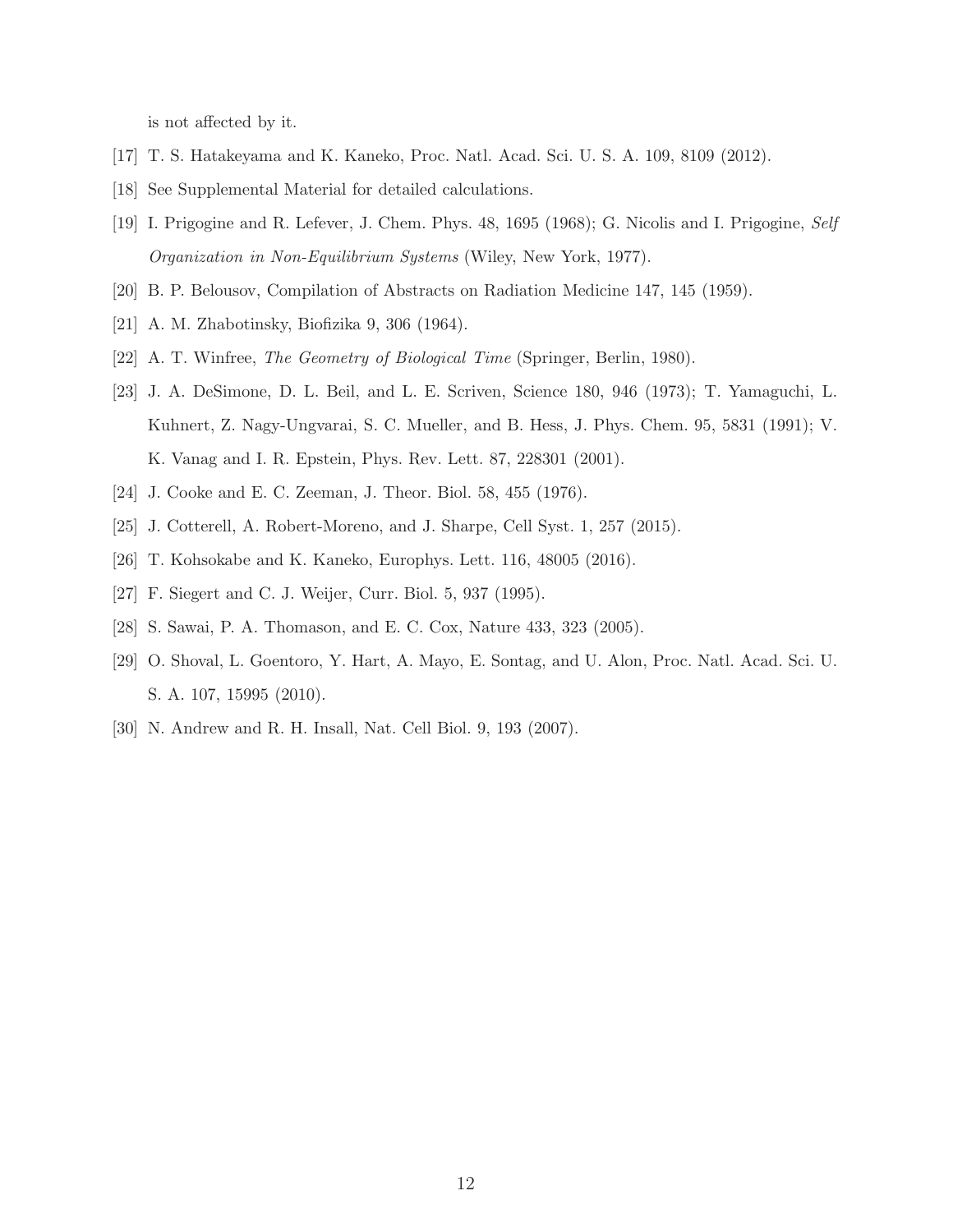is not affected by it.

[17] T. S. Hatakeyama and K. Kaneko, Proc. Natl. Acad. Sci. U. S. A. 109, 8109 (2012).

[18] See Supplemental Material for detailed calculations.

[19] I. Prigogine and R. Lefever, J. Chem. Phys. 48, 1695 (1968); G. Nicolis and I. Prigogine, *Self Organization in Non-Equilibrium Systems* (Wiley, New York, 1977).

[20] B. P. Belousov, Compilation of Abstracts on Radiation Medicine 147, 145 (1959).

[21] A. M. Zhabotinsky, Biofizika 9, 306 (1964).

[22] A. T. Winfree, *The Geometry of Biological Time* (Springer, Berlin, 1980).

[23] J. A. DeSimone, D. L. Beil, and L. E. Scriven, Science 180, 946 (1973); T. Yamaguchi, L. Kuhnert, Z. Nagy-Ungvarai, S. C. Mueller, and B. Hess, J. Phys. Chem. 95, 5831 (1991); V. K. Vanag and I. R. Epstein, Phys. Rev. Lett. 87, 228301 (2001).

[24] J. Cooke and E. C. Zeeman, J. Theor. Biol. 58, 455 (1976).

[25] J. Cotterell, A. Robert-Moreno, and J. Sharpe, Cell Syst. 1, 257 (2015).

[26] T. Kohsokabe and K. Kaneko, Europhys. Lett. 116, 48005 (2016).

[27] F. Siegert and C. J. Weijer, Curr. Biol. 5, 937 (1995).

[28] S. Sawai, P. A. Thomason, and E. C. Cox, Nature 433, 323 (2005).

[29] O. Shoval, L. Goentoro, Y. Hart, A. Mayo, E. Sontag, and U. Alon, Proc. Natl. Acad. Sci. U. S. A. 107, 15995 (2010).

[30] N. Andrew and R. H. Insall, Nat. Cell Biol. 9, 193 (2007).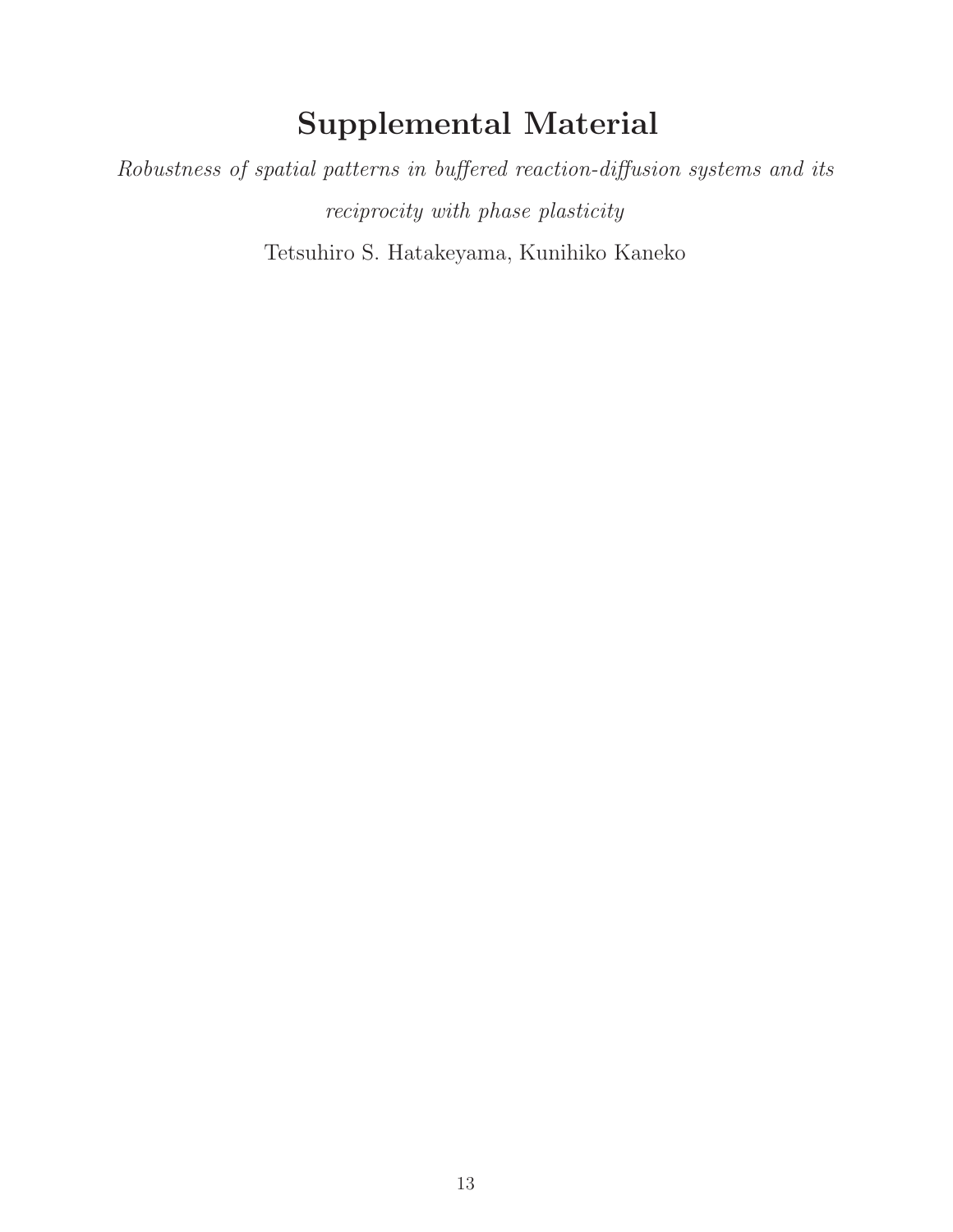# Supplemental Material

*Robustness of spatial patterns in buffered reaction-diffusion systems and its reciprocity with phase plasticity*

Tetsuhiro S. Hatakeyama, Kunihiko Kaneko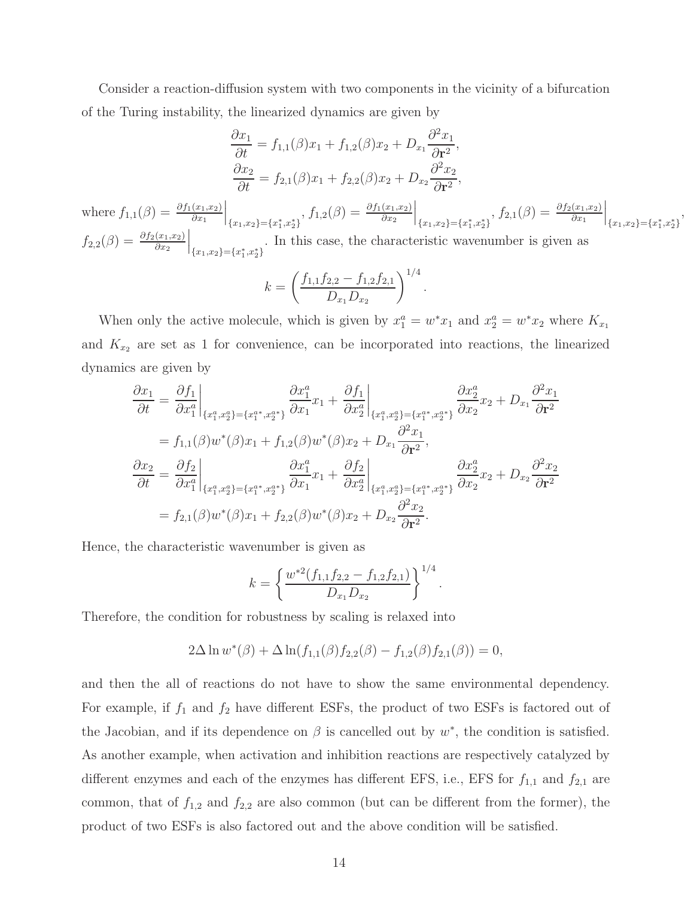Consider a reaction-diffusion system with two components in the vicinity of a bifurcation of the Turing instability, the linearized dynamics are given by

$$
\begin{aligned}
\frac{\partial x_1}{\partial t} &= f_{1,1}(\beta)x_1 + f_{1,2}(\beta)x_2 + D_{x_1}\frac{\partial^2 x_1}{\partial \mathbf{r}^2},\\
\frac{\partial x_2}{\partial t} &= f_{2,1}(\beta)x_1 + f_{2,2}(\beta)x_2 + D_{x_2}\frac{\partial^2 x_2}{\partial \mathbf{r}^2},
\end{aligned}
$$

where $f_{1,1}(\beta) = \left.\frac{\partial f_1(x_1,x_2)}{\partial x_1}\right|_{\{x_1,x_2\}=\{x_1^*,x_2^*\}}$, $f_{1,2}(\beta) = \left.\frac{\partial f_1(x_1,x_2)}{\partial x_2}\right|_{\{x_1,x_2\}=\{x_1^*,x_2^*\}}$, $f_{2,1}(\beta) = \left.\frac{\partial f_2(x_1,x_2)}{\partial x_1}\right|_{\{x_1,x_2\}=\{x_1^*,x_2^*\}}$, $f_{2,2}(\beta) = \left.\frac{\partial f_2(x_1,x_2)}{\partial x_2}\right|_{\{x_1,x_2\}=\{x_1^*,x_2^*\}}$. In this case, the characteristic wavenumber is given as

$$
k = \left(\frac{f_{1,1}f_{2,2} - f_{1,2}f_{2,1}}{D_{x_1}D_{x_2}}\right)^{1/4}.
$$

When only the active molecule, which is given by $x_1^a = w^* x_1$ and $x_2^a = w^* x_2$ where $K_{x_1}$ and $K_{x_2}$ are set as 1 for convenience, can be incorporated into reactions, the linearized dynamics are given by

$$
\begin{aligned}
\frac{\partial x_1}{\partial t} &= \left.\frac{\partial f_1}{\partial x_1^a}\right|_{\{x_1^a,x_2^a\}=\{x_1^{a*},x_2^{a*}\}}\frac{\partial x_1^a}{\partial x_1}x_1 + \left.\frac{\partial f_1}{\partial x_2^a}\right|_{\{x_1^a,x_2^a\}=\{x_1^{a*},x_2^{a*}\}}\frac{\partial x_2^a}{\partial x_2}x_2 + D_{x_1}\frac{\partial^2 x_1}{\partial \mathbf{r}^2}\\
&= f_{1,1}(\beta)w^*(\beta)x_1 + f_{1,2}(\beta)w^*(\beta)x_2 + D_{x_1}\frac{\partial^2 x_1}{\partial \mathbf{r}^2},\\
\frac{\partial x_2}{\partial t} &= \left.\frac{\partial f_2}{\partial x_1^a}\right|_{\{x_1^a,x_2^a\}=\{x_1^{a*},x_2^{a*}\}}\frac{\partial x_1^a}{\partial x_1}x_1 + \left.\frac{\partial f_2}{\partial x_2^a}\right|_{\{x_1^a,x_2^a\}=\{x_1^{a*},x_2^{a*}\}}\frac{\partial x_2^a}{\partial x_2}x_2 + D_{x_2}\frac{\partial^2 x_2}{\partial \mathbf{r}^2}\\
&= f_{2,1}(\beta)w^*(\beta)x_1 + f_{2,2}(\beta)w^*(\beta)x_2 + D_{x_2}\frac{\partial^2 x_2}{\partial \mathbf{r}^2}.
\end{aligned}
$$

Hence, the characteristic wavenumber is given as

$$
k = \left\{\frac{w^{*2}(f_{1,1}f_{2,2} - f_{1,2}f_{2,1})}{D_{x_1}D_{x_2}}\right\}^{1/4}.
$$

Therefore, the condition for robustness by scaling is relaxed into

$$
2\Delta \ln w^*(\beta) + \Delta \ln(f_{1,1}(\beta)f_{2,2}(\beta) - f_{1,2}(\beta)f_{2,1}(\beta)) = 0,
$$

and then the all of reactions do not have to show the same environmental dependency. For example, if $f_1$ and $f_2$ have different ESFs, the product of two ESFs is factored out of the Jacobian, and if its dependence on $\beta$ is cancelled out by $w^*$, the condition is satisfied. As another example, when activation and inhibition reactions are respectively catalyzed by different enzymes and each of the enzymes has different EFS, i.e., EFS for $f_{1,1}$ and $f_{2,1}$ are common, that of $f_{1,2}$ and $f_{2,2}$ are also common (but can be different from the former), the product of two ESFs is also factored out and the above condition will be satisfied.